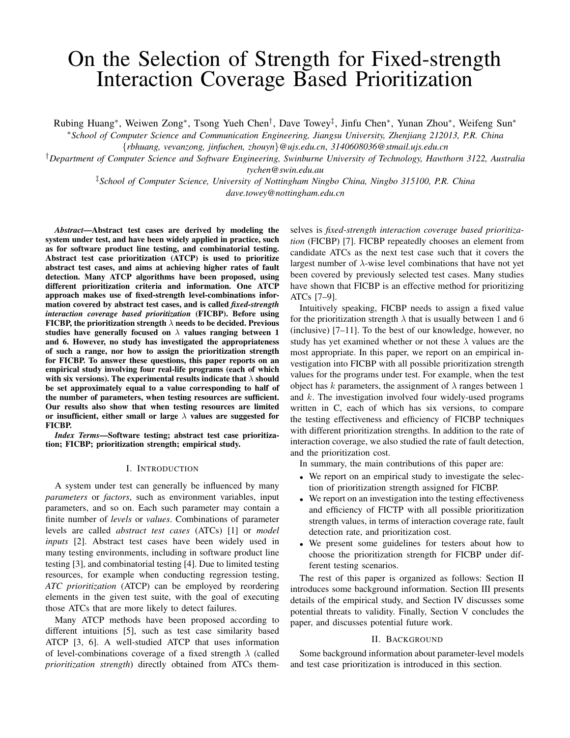# On the Selection of Strength for Fixed-strength Interaction Coverage Based Prioritization

Rubing Huang[*], Weiwen Zong[*], Tsong Yueh Chen[†], Dave Towey[‡], Jinfu Chen[*], Yunan Zhou[*], Weifeng Sun[*]

[*]*School of Computer Science and Communication Engineering, Jiangsu University, Zhenjiang 212013, P.R. China*
*{rbhuang, vevanzong, jinfuchen, zhouyn}@ujs.edu.cn, 3140608036@stmail.ujs.edu.cn*

[†]*Department of Computer Science and Software Engineering, Swinburne University of Technology, Hawthorn 3122, Australia*
*tychen@swin.edu.au*

[‡]*School of Computer Science, University of Nottingham Ningbo China, Ningbo 315100, P.R. China*
*dave.towey@nottingham.edu.cn*

***Abstract*—Abstract test cases are derived by modeling the system under test, and have been widely applied in practice, such as for software product line testing, and combinatorial testing. Abstract test case prioritization (ATCP) is used to prioritize abstract test cases, and aims at achieving higher rates of fault detection. Many ATCP algorithms have been proposed, using different prioritization criteria and information. One ATCP approach makes use of fixed-strength level-combinations information covered by abstract test cases, and is called *fixed-strength interaction coverage based prioritization* (FICBP). Before using FICBP, the prioritization strength $\lambda$ needs to be decided. Previous studies have generally focused on $\lambda$ values ranging between 1 and 6. However, no study has investigated the appropriateness of such a range, nor how to assign the prioritization strength for FICBP. To answer these questions, this paper reports on an empirical study involving four real-life programs (each of which with six versions). The experimental results indicate that $\lambda$ should be set approximately equal to a value corresponding to half of the number of parameters, when testing resources are sufficient. Our results also show that when testing resources are limited or insufficient, either small or large $\lambda$ values are suggested for FICBP.**

***Index Terms*—Software testing; abstract test case prioritization; FICBP; prioritization strength; empirical study.**

## I. Introduction

A system under test can generally be influenced by many *parameters* or *factors*, such as environment variables, input parameters, and so on. Each such parameter may contain a finite number of *levels* or *values*. Combinations of parameter levels are called *abstract test cases* (ATCs) [1] or *model inputs* [2]. Abstract test cases have been widely used in many testing environments, including in software product line testing [3], and combinatorial testing [4]. Due to limited testing resources, for example when conducting regression testing, *ATC prioritization* (ATCP) can be employed by reordering elements in the given test suite, with the goal of executing those ATCs that are more likely to detect failures.

Many ATCP methods have been proposed according to different intuitions [5], such as test case similarity based ATCP [3, 6]. A well-studied ATCP that uses information of level-combinations coverage of a fixed strength $\lambda$ (called *prioritization strength*) directly obtained from ATCs themselves is *fixed-strength interaction coverage based prioritization* (FICBP) [7]. FICBP repeatedly chooses an element from candidate ATCs as the next test case such that it covers the largest number of $\lambda$-wise level combinations that have not yet been covered by previously selected test cases. Many studies have shown that FICBP is an effective method for prioritizing ATCs [7–9].

Intuitively speaking, FICBP needs to assign a fixed value for the prioritization strength $\lambda$ that is usually between 1 and 6 (inclusive) [7–11]. To the best of our knowledge, however, no study has yet examined whether or not these $\lambda$ values are the most appropriate. In this paper, we report on an empirical investigation into FICBP with all possible prioritization strength values for the programs under test. For example, when the test object has $k$ parameters, the assignment of $\lambda$ ranges between 1 and $k$. The investigation involved four widely-used programs written in C, each of which has six versions, to compare the testing effectiveness and efficiency of FICBP techniques with different prioritization strengths. In addition to the rate of interaction coverage, we also studied the rate of fault detection, and the prioritization cost.

In summary, the main contributions of this paper are:

- We report on an empirical study to investigate the selection of prioritization strength assigned for FICBP.
- We report on an investigation into the testing effectiveness and efficiency of FICTP with all possible prioritization strength values, in terms of interaction coverage rate, fault detection rate, and prioritization cost.
- We present some guidelines for testers about how to choose the prioritization strength for FICBP under different testing scenarios.

The rest of this paper is organized as follows: Section II introduces some background information. Section III presents details of the empirical study, and Section IV discusses some potential threats to validity. Finally, Section V concludes the paper, and discusses potential future work.

## II. Background

Some background information about parameter-level models and test case prioritization is introduced in this section.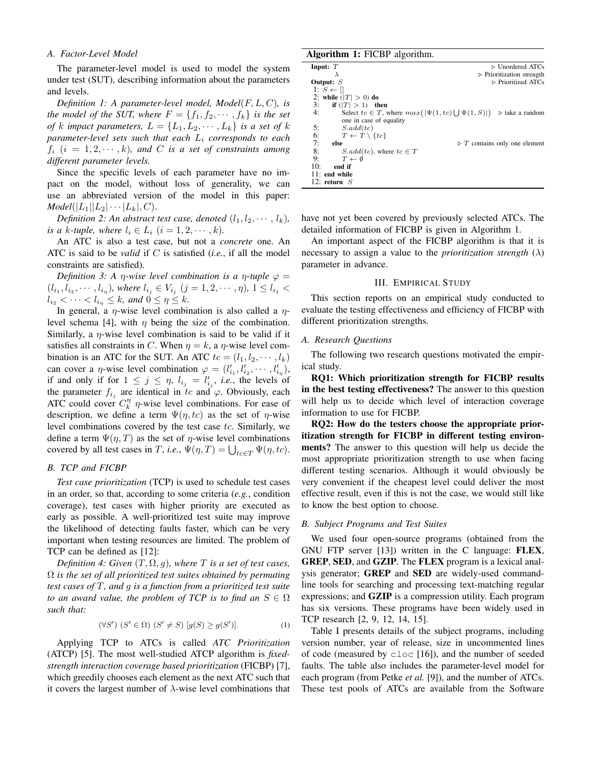### A. Factor-Level Model

The parameter-level model is used to model the system under test (SUT), describing information about the parameters and levels.

*Definition 1: A parameter-level model, $Model(F, L, C)$, is the model of the SUT, where $F = \{f_1, f_2, \cdots, f_k\}$ is the set of $k$ impact parameters, $L = \{L_1, L_2, \cdots, L_k\}$ is a set of $k$ parameter-level sets such that each $L_i$ corresponds to each $f_i$ $(i = 1, 2, \cdots, k)$, and $C$ is a set of constraints among different parameter levels.*

Since the specific levels of each parameter have no impact on the model, without loss of generality, we can use an abbreviated version of the model in this paper: $Model(|L_1||L_2|\cdots|L_k|, C)$.

*Definition 2: An abstract test case, denoted $(l_1, l_2, \cdots, l_k)$, is a $k$-tuple, where $l_i \in L_i$ $(i = 1, 2, \cdots, k)$.*

An ATC is also a test case, but not a *concrete* one. An ATC is said to be *valid* if $C$ is satisfied (*i.e.*, if all the model constraints are satisfied).

*Definition 3: A $\eta$-wise level combination is a $\eta$-tuple $\varphi = (l_{i_1}, l_{i_2}, \cdots, l_{i_\eta})$, where $l_{i_j} \in V_{i_j}$ $(j = 1, 2, \cdots, \eta)$, $1 \le l_{i_1} < l_{i_2} < \cdots < l_{i_\eta} \le k$, and $0 \le \eta \le k$.*

In general, a $\eta$-wise level combination is also called a $\eta$-level schema [4], with $\eta$ being the size of the combination. Similarly, a $\eta$-wise level combination is said to be valid if it satisfies all constraints in $C$. When $\eta = k$, a $\eta$-wise level combination is an ATC for the SUT. An ATC $tc = (l_1, l_2, \cdots, l_k)$ can cover a $\eta$-wise level combination $\varphi = (l'_{i_1}, l'_{i_2}, \cdots, l'_{i_\eta})$, if and only if for $1 \le j \le \eta$, $l_{i_j} = l'_{i_j}$, *i.e.*, the levels of the parameter $f_{i_j}$ are identical in $tc$ and $\varphi$. Obviously, each ATC could cover $C_k^\eta$ $\eta$-wise level combinations. For ease of description, we define a term $\Psi(\eta, tc)$ as the set of $\eta$-wise level combinations covered by the test case $tc$. Similarly, we define a term $\Psi(\eta, T)$ as the set of $\eta$-wise level combinations covered by all test cases in $T$, *i.e.*, $\Psi(\eta, T) = \bigcup_{tc \in T} \Psi(\eta, tc)$.

### B. TCP and FICBP

*Test case prioritization* (TCP) is used to schedule test cases in an order, so that, according to some criteria (*e.g.*, condition coverage), test cases with higher priority are executed as early as possible. A well-prioritized test suite may improve the likelihood of detecting faults faster, which can be very important when testing resources are limited. The problem of TCP can be defined as [12]:

*Definition 4: Given $(T, \Omega, g)$, where $T$ is a set of test cases, $\Omega$ is the set of all prioritized test suites obtained by permuting test cases of $T$, and $g$ is a function from a prioritized test suite to an award value, the problem of TCP is to find an $S \in \Omega$ such that:*

$$(\forall S')\ (S' \in \Omega)\ (S' \ne S)\ [g(S) \ge g(S')]. \tag{1}$$

Applying TCP to ATCs is called *ATC Prioritization* (ATCP) [5]. The most well-studied ATCP algorithm is *fixed-strength interaction coverage based prioritization* (FICBP) [7], which greedily chooses each element as the next ATC such that it covers the largest number of $\lambda$-wise level combinations that have not yet been covered by previously selected ATCs. The detailed information of FICBP is given in Algorithm 1.

**Algorithm 1:** FICBP algorithm.

```
Input: T                                              ▷ Unordered ATCs
       λ                                              ▷ Prioritization strength
Output: S                                             ▷ Prioritized ATCs
 1: S ← []
 2: while (|T| > 0) do
 3:     if (|T| > 1) then
 4:         Select tc ∈ T, where max(|Ψ(1, tc) ⋃ Ψ(1, S)|)   ▷ take a random
            one in case of equality
 5:         S.add(tc)
 6:         T ← T \ {tc}
 7:     else                                          ▷ T contains only one element
 8:         S.add(tc), where tc ∈ T
 9:         T ← ∅
10:     end if
11: end while
12: return S
```

An important aspect of the FICBP algorithm is that it is necessary to assign a value to the *prioritization strength* ($\lambda$) parameter in advance.

## III. Empirical Study

This section reports on an empirical study conducted to evaluate the testing effectiveness and efficiency of FICBP with different prioritization strengths.

### A. Research Questions

The following two research questions motivated the empirical study.

**RQ1: Which prioritization strength for FICBP results in the best testing effectiveness?** The answer to this question will help us to decide which level of interaction coverage information to use for FICBP.

**RQ2: How do the testers choose the appropriate prioritization strength for FICBP in different testing environments?** The answer to this question will help us decide the most appropriate prioritization strength to use when facing different testing scenarios. Although it would obviously be very convenient if the cheapest level could deliver the most effective result, even if this is not the case, we would still like to know the best option to choose.

### B. Subject Programs and Test Suites

We used four open-source programs (obtained from the GNU FTP server [13]) written in the C language: **FLEX**, **GREP**, **SED**, and **GZIP**. The **FLEX** program is a lexical analysis generator; **GREP** and **SED** are widely-used command-line tools for searching and processing text-matching regular expressions; and **GZIP** is a compression utility. Each program has six versions. These programs have been widely used in TCP research [2, 9, 12, 14, 15].

Table I presents details of the subject programs, including version number, year of release, size in uncommented lines of code (measured by `cloc` [16]), and the number of seeded faults. The table also includes the parameter-level model for each program (from Petke *et al.* [9]), and the number of ATCs. These test pools of ATCs are available from the Software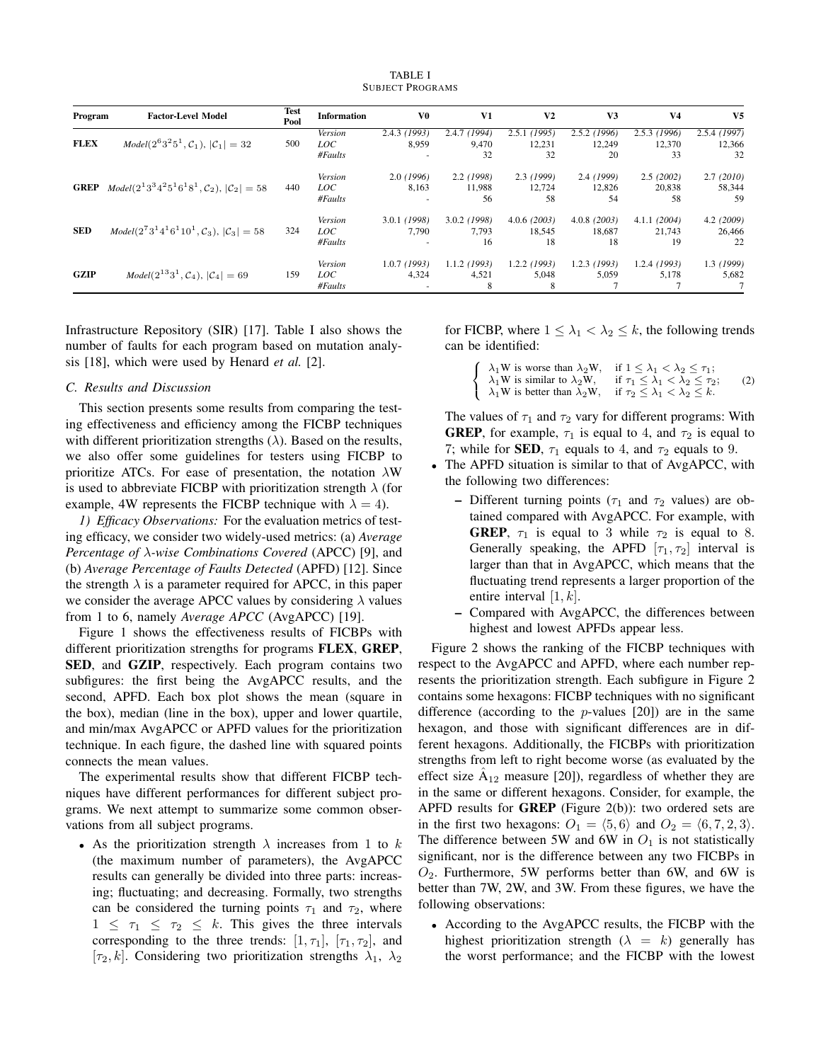TABLE I
SUBJECT PROGRAMS

| Program | Factor-Level Model | Test Pool | Information | V0 | V1 | V2 | V3 | V4 | V5 |
|---|---|---|---|---|---|---|---|---|---|
| **FLEX** | *Model*$(2^6 3^2 5^1, \mathcal{C}_1)$, $\lvert\mathcal{C}_1\rvert = 32$ | 500 | *Version* | 2.4.3 *(1993)* | 2.4.7 *(1994)* | 2.5.1 *(1995)* | 2.5.2 *(1996)* | 2.5.3 *(1996)* | 2.5.4 *(1997)* |
| | | | *LOC* | 8,959 | 9,470 | 12,231 | 12,249 | 12,370 | 12,366 |
| | | | *#Faults* | - | 32 | 32 | 20 | 33 | 32 |
| **GREP** | *Model*$(2^1 3^3 4^2 5^1 6^1 8^1, \mathcal{C}_2)$, $\lvert\mathcal{C}_2\rvert = 58$ | 440 | *Version* | 2.0 *(1996)* | 2.2 *(1998)* | 2.3 *(1999)* | 2.4 *(1999)* | 2.5 *(2002)* | 2.7 *(2010)* |
| | | | *LOC* | 8,163 | 11,988 | 12,724 | 12,826 | 20,838 | 58,344 |
| | | | *#Faults* | - | 56 | 58 | 54 | 58 | 59 |
| **SED** | *Model*$(2^7 3^1 4^1 6^1 10^1, \mathcal{C}_3)$, $\lvert\mathcal{C}_3\rvert = 58$ | 324 | *Version* | 3.0.1 *(1998)* | 3.0.2 *(1998)* | 4.0.6 *(2003)* | 4.0.8 *(2003)* | 4.1.1 *(2004)* | 4.2 *(2009)* |
| | | | *LOC* | 7,790 | 7,793 | 18,545 | 18,687 | 21,743 | 26,466 |
| | | | *#Faults* | - | 16 | 18 | 18 | 19 | 22 |
| **GZIP** | *Model*$(2^{13} 3^1, \mathcal{C}_4)$, $\lvert\mathcal{C}_4\rvert = 69$ | 159 | *Version* | 1.0.7 *(1993)* | 1.1.2 *(1993)* | 1.2.2 *(1993)* | 1.2.3 *(1993)* | 1.2.4 *(1993)* | 1.3 *(1999)* |
| | | | *LOC* | 4,324 | 4,521 | 5,048 | 5,059 | 5,178 | 5,682 |
| | | | *#Faults* | - | 8 | 8 | 7 | 7 | 7 |

Infrastructure Repository (SIR) [17]. Table I also shows the number of faults for each program based on mutation analysis [18], which were used by Henard *et al.* [2].

### C. Results and Discussion

This section presents some results from comparing the testing effectiveness and efficiency among the FICBP techniques with different prioritization strengths ($\lambda$). Based on the results, we also offer some guidelines for testers using FICBP to prioritize ATCs. For ease of presentation, the notation $\lambda$W is used to abbreviate FICBP with prioritization strength $\lambda$ (for example, 4W represents the FICBP technique with $\lambda = 4$).

*1) Efficacy Observations:* For the evaluation metrics of testing efficacy, we consider two widely-used metrics: (a) *Average Percentage of $\lambda$-wise Combinations Covered* (APCC) [9], and (b) *Average Percentage of Faults Detected* (APFD) [12]. Since the strength $\lambda$ is a parameter required for APCC, in this paper we consider the average APCC values by considering $\lambda$ values from 1 to 6, namely *Average APCC* (AvgAPCC) [19].

Figure 1 shows the effectiveness results of FICBPs with different prioritization strengths for programs **FLEX**, **GREP**, **SED**, and **GZIP**, respectively. Each program contains two subfigures: the first being the AvgAPCC results, and the second, APFD. Each box plot shows the mean (square in the box), median (line in the box), upper and lower quartile, and min/max AvgAPCC or APFD values for the prioritization technique. In each figure, the dashed line with squared points connects the mean values.

The experimental results show that different FICBP techniques have different performances for different subject programs. We next attempt to summarize some common observations from all subject programs.

- As the prioritization strength $\lambda$ increases from 1 to $k$ (the maximum number of parameters), the AvgAPCC results can generally be divided into three parts: increasing; fluctuating; and decreasing. Formally, two strengths can be considered the turning points $\tau_1$ and $\tau_2$, where $1 \leq \tau_1 \leq \tau_2 \leq k$. This gives the three intervals corresponding to the three trends: $[1, \tau_1]$, $[\tau_1, \tau_2]$, and $[\tau_2, k]$. Considering two prioritization strengths $\lambda_1$, $\lambda_2$ for FICBP, where $1 \leq \lambda_1 < \lambda_2 \leq k$, the following trends can be identified:

$$\begin{cases} \lambda_1\text{W is worse than } \lambda_2\text{W}, & \text{if } 1 \leq \lambda_1 < \lambda_2 \leq \tau_1; \\ \lambda_1\text{W is similar to } \lambda_2\text{W}, & \text{if } \tau_1 \leq \lambda_1 < \lambda_2 \leq \tau_2; \\ \lambda_1\text{W is better than } \lambda_2\text{W}, & \text{if } \tau_2 \leq \lambda_1 < \lambda_2 \leq k. \end{cases} \tag{2}$$

  The values of $\tau_1$ and $\tau_2$ vary for different programs: With **GREP**, for example, $\tau_1$ is equal to 4, and $\tau_2$ is equal to 7; while for **SED**, $\tau_1$ equals to 4, and $\tau_2$ equals to 9.
- The APFD situation is similar to that of AvgAPCC, with the following two differences:
  - Different turning points ($\tau_1$ and $\tau_2$ values) are obtained compared with AvgAPCC. For example, with **GREP**, $\tau_1$ is equal to 3 while $\tau_2$ is equal to 8. Generally speaking, the APFD $[\tau_1, \tau_2]$ interval is larger than that in AvgAPCC, which means that the fluctuating trend represents a larger proportion of the entire interval $[1, k]$.
  - Compared with AvgAPCC, the differences between highest and lowest APFDs appear less.

Figure 2 shows the ranking of the FICBP techniques with respect to the AvgAPCC and APFD, where each number represents the prioritization strength. Each subfigure in Figure 2 contains some hexagons: FICBP techniques with no significant difference (according to the $p$-values [20]) are in the same hexagon, and those with significant differences are in different hexagons. Additionally, the FICBPs with prioritization strengths from left to right become worse (as evaluated by the effect size $\hat{\text{A}}_{12}$ measure [20]), regardless of whether they are in the same or different hexagons. Consider, for example, the APFD results for **GREP** (Figure 2(b)): two ordered sets are in the first two hexagons: $O_1 = \langle 5, 6 \rangle$ and $O_2 = \langle 6, 7, 2, 3 \rangle$. The difference between 5W and 6W in $O_1$ is not statistically significant, nor is the difference between any two FICBPs in $O_2$. Furthermore, 5W performs better than 6W, and 6W is better than 7W, 2W, and 3W. From these figures, we have the following observations:

- According to the AvgAPCC results, the FICBP with the highest prioritization strength ($\lambda = k$) generally has the worst performance; and the FICBP with the lowest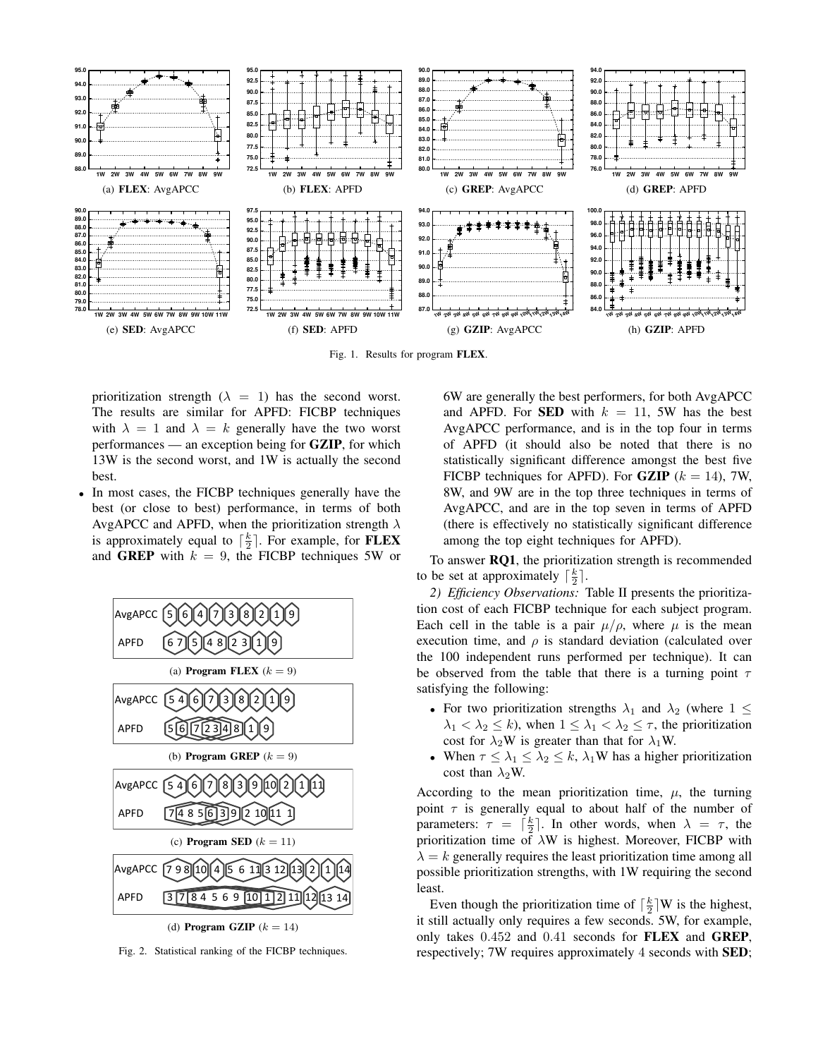Fig. 1. Results for program **FLEX**.

(a) **FLEX**: AvgAPCC (b) **FLEX**: APFD (c) **GREP**: AvgAPCC (d) **GREP**: APFD (e) **SED**: AvgAPCC (f) **SED**: APFD (g) **GZIP**: AvgAPCC (h) **GZIP**: APFD

prioritization strength ($\lambda = 1$) has the second worst. The results are similar for APFD: FICBP techniques with $\lambda = 1$ and $\lambda = k$ generally have the two worst performances — an exception being for **GZIP**, for which 13W is the second worst, and 1W is actually the second best.

- In most cases, the FICBP techniques generally have the best (or close to best) performance, in terms of both AvgAPCC and APFD, when the prioritization strength $\lambda$ is approximately equal to $\lceil \frac{k}{2} \rceil$. For example, for **FLEX** and **GREP** with $k = 9$, the FICBP techniques 5W or 6W are generally the best performers, for both AvgAPCC and APFD. For **SED** with $k = 11$, 5W has the best AvgAPCC performance, and is in the top four in terms of APFD (it should also be noted that there is no statistically significant difference amongst the best five FICBP techniques for APFD). For **GZIP** ($k = 14$), 7W, 8W, and 9W are in the top three techniques in terms of AvgAPCC, and are in the top seven in terms of APFD (there is effectively no statistically significant difference among the top eight techniques for APFD).

(a) **Program FLEX** ($k = 9$)

(b) **Program GREP** ($k = 9$)

(c) **Program SED** ($k = 11$)

(d) **Program GZIP** ($k = 14$)

Fig. 2. Statistical ranking of the FICBP techniques.

To answer **RQ1**, the prioritization strength is recommended to be set at approximately $\lceil \frac{k}{2} \rceil$.

*2) Efficiency Observations:* Table II presents the prioritization cost of each FICBP technique for each subject program. Each cell in the table is a pair $\mu/\rho$, where $\mu$ is the mean execution time, and $\rho$ is standard deviation (calculated over the 100 independent runs performed per technique). It can be observed from the table that there is a turning point $\tau$ satisfying the following:

- For two prioritization strengths $\lambda_1$ and $\lambda_2$ (where $1 \leq \lambda_1 < \lambda_2 \leq k$), when $1 \leq \lambda_1 < \lambda_2 \leq \tau$, the prioritization cost for $\lambda_2$W is greater than that for $\lambda_1$W.
- When $\tau \leq \lambda_1 \leq \lambda_2 \leq k$, $\lambda_1$W has a higher prioritization cost than $\lambda_2$W.

According to the mean prioritization time, $\mu$, the turning point $\tau$ is generally equal to about half of the number of parameters: $\tau = \lceil \frac{k}{2} \rceil$. In other words, when $\lambda = \tau$, the prioritization time of $\lambda$W is highest. Moreover, FICBP with $\lambda = k$ generally requires the least prioritization time among all possible prioritization strengths, with 1W requiring the second least.

Even though the prioritization time of $\lceil \frac{k}{2} \rceil$W is the highest, it still actually only requires a few seconds. 5W, for example, only takes $0.452$ and $0.41$ seconds for **FLEX** and **GREP**, respectively; 7W requires approximately $4$ seconds with **SED**;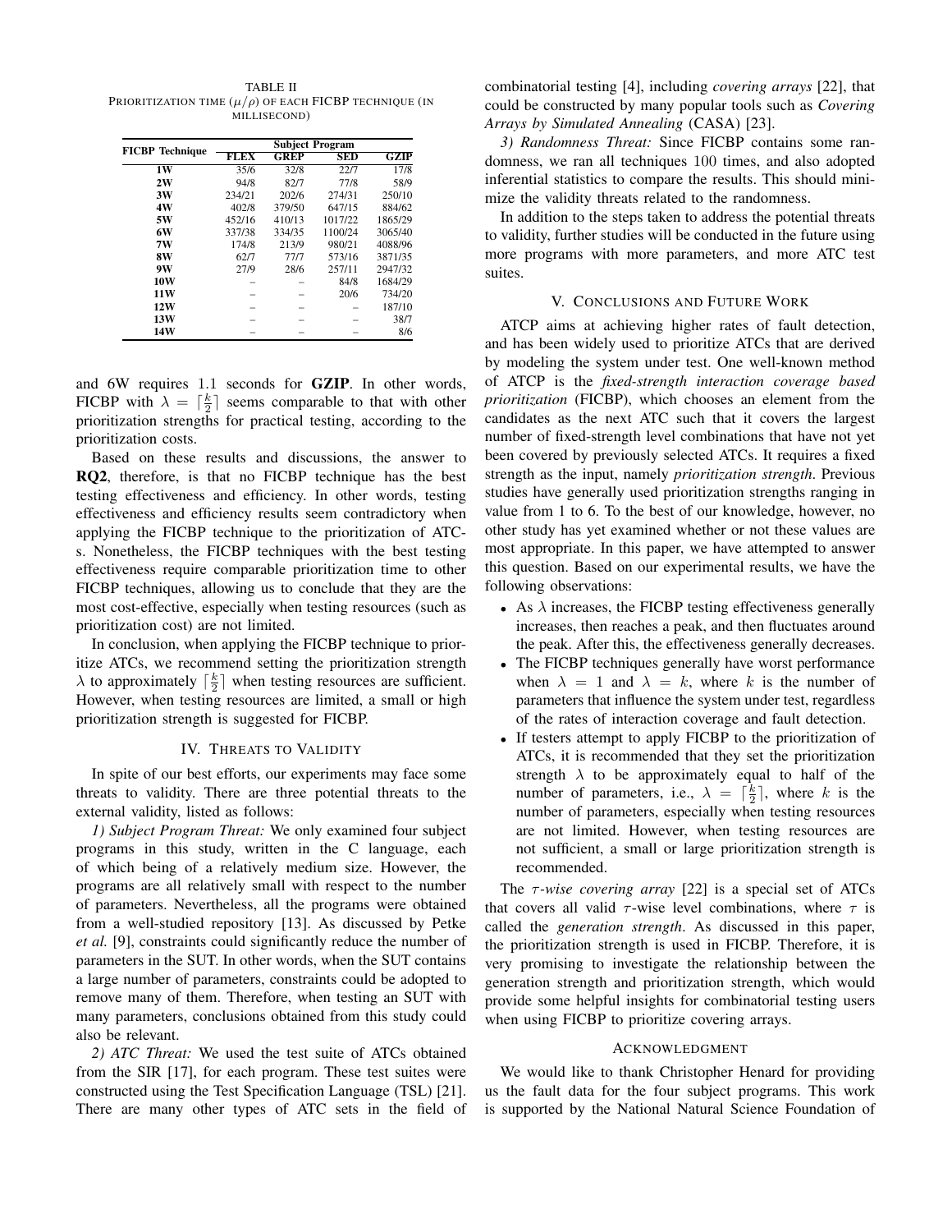TABLE II
PRIORITIZATION TIME ($\mu/\rho$) OF EACH FICBP TECHNIQUE (IN MILLISECOND)

| FICBP Technique | Subject Program | | | |
|---|---|---|---|---|
| | **FLEX** | **GREP** | **SED** | **GZIP** |
| **1W** | 35/6 | 32/8 | 22/7 | 17/8 |
| **2W** | 94/8 | 82/7 | 77/8 | 58/9 |
| **3W** | 234/21 | 202/6 | 274/31 | 250/10 |
| **4W** | 402/8 | 379/50 | 647/15 | 884/62 |
| **5W** | 452/16 | 410/13 | 1017/22 | 1865/29 |
| **6W** | 337/38 | 334/35 | 1100/24 | 3065/40 |
| **7W** | 174/8 | 213/9 | 980/21 | 4088/96 |
| **8W** | 62/7 | 77/7 | 573/16 | 3871/35 |
| **9W** | 27/9 | 28/6 | 257/11 | 2947/32 |
| **10W** | – | – | 84/8 | 1684/29 |
| **11W** | – | – | 20/6 | 734/20 |
| **12W** | – | – | – | 187/10 |
| **13W** | – | – | – | 38/7 |
| **14W** | – | – | – | 8/6 |

and 6W requires 1.1 seconds for **GZIP**. In other words, FICBP with $\lambda = \lceil \frac{k}{2} \rceil$ seems comparable to that with other prioritization strengths for practical testing, according to the prioritization costs.

Based on these results and discussions, the answer to **RQ2**, therefore, is that no FICBP technique has the best testing effectiveness and efficiency. In other words, testing effectiveness and efficiency results seem contradictory when applying the FICBP technique to the prioritization of ATCs. Nonetheless, the FICBP techniques with the best testing effectiveness require comparable prioritization time to other FICBP techniques, allowing us to conclude that they are the most cost-effective, especially when testing resources (such as prioritization cost) are not limited.

In conclusion, when applying the FICBP technique to prioritize ATCs, we recommend setting the prioritization strength $\lambda$ to approximately $\lceil \frac{k}{2} \rceil$ when testing resources are sufficient. However, when testing resources are limited, a small or high prioritization strength is suggested for FICBP.

## IV. Threats to Validity

In spite of our best efforts, our experiments may face some threats to validity. There are three potential threats to the external validity, listed as follows:

*1) Subject Program Threat:* We only examined four subject programs in this study, written in the C language, each of which being of a relatively medium size. However, the programs are all relatively small with respect to the number of parameters. Nevertheless, all the programs were obtained from a well-studied repository [13]. As discussed by Petke *et al.* [9], constraints could significantly reduce the number of parameters in the SUT. In other words, when the SUT contains a large number of parameters, constraints could be adopted to remove many of them. Therefore, when testing an SUT with many parameters, conclusions obtained from this study could also be relevant.

*2) ATC Threat:* We used the test suite of ATCs obtained from the SIR [17], for each program. These test suites were constructed using the Test Specification Language (TSL) [21]. There are many other types of ATC sets in the field of combinatorial testing [4], including *covering arrays* [22], that could be constructed by many popular tools such as *Covering Arrays by Simulated Annealing* (CASA) [23].

*3) Randomness Threat:* Since FICBP contains some randomness, we ran all techniques 100 times, and also adopted inferential statistics to compare the results. This should minimize the validity threats related to the randomness.

In addition to the steps taken to address the potential threats to validity, further studies will be conducted in the future using more programs with more parameters, and more ATC test suites.

## V. Conclusions and Future Work

ATCP aims at achieving higher rates of fault detection, and has been widely used to prioritize ATCs that are derived by modeling the system under test. One well-known method of ATCP is the *fixed-strength interaction coverage based prioritization* (FICBP), which chooses an element from the candidates as the next ATC such that it covers the largest number of fixed-strength level combinations that have not yet been covered by previously selected ATCs. It requires a fixed strength as the input, namely *prioritization strength*. Previous studies have generally used prioritization strengths ranging in value from 1 to 6. To the best of our knowledge, however, no other study has yet examined whether or not these values are most appropriate. In this paper, we have attempted to answer this question. Based on our experimental results, we have the following observations:

- As $\lambda$ increases, the FICBP testing effectiveness generally increases, then reaches a peak, and then fluctuates around the peak. After this, the effectiveness generally decreases.
- The FICBP techniques generally have worst performance when $\lambda = 1$ and $\lambda = k$, where $k$ is the number of parameters that influence the system under test, regardless of the rates of interaction coverage and fault detection.
- If testers attempt to apply FICBP to the prioritization of ATCs, it is recommended that they set the prioritization strength $\lambda$ to be approximately equal to half of the number of parameters, i.e., $\lambda = \lceil \frac{k}{2} \rceil$, where $k$ is the number of parameters, especially when testing resources are not limited. However, when testing resources are not sufficient, a small or large prioritization strength is recommended.

The $\tau$*-wise covering array* [22] is a special set of ATCs that covers all valid $\tau$-wise level combinations, where $\tau$ is called the *generation strength*. As discussed in this paper, the prioritization strength is used in FICBP. Therefore, it is very promising to investigate the relationship between the generation strength and prioritization strength, which would provide some helpful insights for combinatorial testing users when using FICBP to prioritize covering arrays.

## Acknowledgment

We would like to thank Christopher Henard for providing us the fault data for the four subject programs. This work is supported by the National Natural Science Foundation of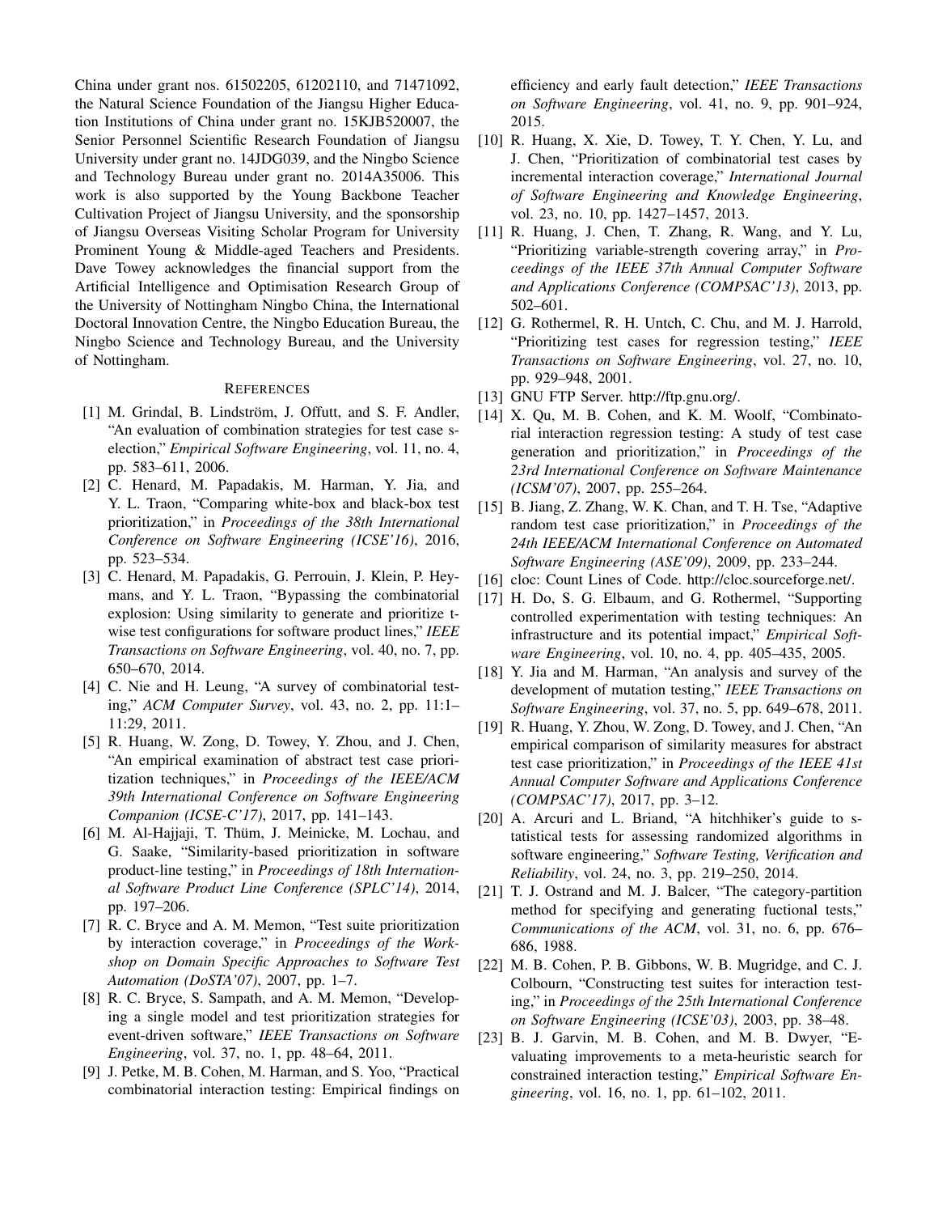China under grant nos. 61502205, 61202110, and 71471092, the Natural Science Foundation of the Jiangsu Higher Education Institutions of China under grant no. 15KJB520007, the Senior Personnel Scientific Research Foundation of Jiangsu University under grant no. 14JDG039, and the Ningbo Science and Technology Bureau under grant no. 2014A35006. This work is also supported by the Young Backbone Teacher Cultivation Project of Jiangsu University, and the sponsorship of Jiangsu Overseas Visiting Scholar Program for University Prominent Young & Middle-aged Teachers and Presidents. Dave Towey acknowledges the financial support from the Artificial Intelligence and Optimisation Research Group of the University of Nottingham Ningbo China, the International Doctoral Innovation Centre, the Ningbo Education Bureau, the Ningbo Science and Technology Bureau, and the University of Nottingham.

## References

[1] M. Grindal, B. Lindström, J. Offutt, and S. F. Andler, "An evaluation of combination strategies for test case selection," *Empirical Software Engineering*, vol. 11, no. 4, pp. 583–611, 2006.

[2] C. Henard, M. Papadakis, M. Harman, Y. Jia, and Y. L. Traon, "Comparing white-box and black-box test prioritization," in *Proceedings of the 38th International Conference on Software Engineering (ICSE'16)*, 2016, pp. 523–534.

[3] C. Henard, M. Papadakis, G. Perrouin, J. Klein, P. Heymans, and Y. L. Traon, "Bypassing the combinatorial explosion: Using similarity to generate and prioritize t-wise test configurations for software product lines," *IEEE Transactions on Software Engineering*, vol. 40, no. 7, pp. 650–670, 2014.

[4] C. Nie and H. Leung, "A survey of combinatorial testing," *ACM Computer Survey*, vol. 43, no. 2, pp. 11:1–11:29, 2011.

[5] R. Huang, W. Zong, D. Towey, Y. Zhou, and J. Chen, "An empirical examination of abstract test case prioritization techniques," in *Proceedings of the IEEE/ACM 39th International Conference on Software Engineering Companion (ICSE-C'17)*, 2017, pp. 141–143.

[6] M. Al-Hajjaji, T. Thüm, J. Meinicke, M. Lochau, and G. Saake, "Similarity-based prioritization in software product-line testing," in *Proceedings of 18th International Software Product Line Conference (SPLC'14)*, 2014, pp. 197–206.

[7] R. C. Bryce and A. M. Memon, "Test suite prioritization by interaction coverage," in *Proceedings of the Workshop on Domain Specific Approaches to Software Test Automation (DoSTA'07)*, 2007, pp. 1–7.

[8] R. C. Bryce, S. Sampath, and A. M. Memon, "Developing a single model and test prioritization strategies for event-driven software," *IEEE Transactions on Software Engineering*, vol. 37, no. 1, pp. 48–64, 2011.

[9] J. Petke, M. B. Cohen, M. Harman, and S. Yoo, "Practical combinatorial interaction testing: Empirical findings on efficiency and early fault detection," *IEEE Transactions on Software Engineering*, vol. 41, no. 9, pp. 901–924, 2015.

[10] R. Huang, X. Xie, D. Towey, T. Y. Chen, Y. Lu, and J. Chen, "Prioritization of combinatorial test cases by incremental interaction coverage," *International Journal of Software Engineering and Knowledge Engineering*, vol. 23, no. 10, pp. 1427–1457, 2013.

[11] R. Huang, J. Chen, T. Zhang, R. Wang, and Y. Lu, "Prioritizing variable-strength covering array," in *Proceedings of the IEEE 37th Annual Computer Software and Applications Conference (COMPSAC'13)*, 2013, pp. 502–601.

[12] G. Rothermel, R. H. Untch, C. Chu, and M. J. Harrold, "Prioritizing test cases for regression testing," *IEEE Transactions on Software Engineering*, vol. 27, no. 10, pp. 929–948, 2001.

[13] GNU FTP Server. http://ftp.gnu.org/.

[14] X. Qu, M. B. Cohen, and K. M. Woolf, "Combinatorial interaction regression testing: A study of test case generation and prioritization," in *Proceedings of the 23rd International Conference on Software Maintenance (ICSM'07)*, 2007, pp. 255–264.

[15] B. Jiang, Z. Zhang, W. K. Chan, and T. H. Tse, "Adaptive random test case prioritization," in *Proceedings of the 24th IEEE/ACM International Conference on Automated Software Engineering (ASE'09)*, 2009, pp. 233–244.

[16] cloc: Count Lines of Code. http://cloc.sourceforge.net/.

[17] H. Do, S. G. Elbaum, and G. Rothermel, "Supporting controlled experimentation with testing techniques: An infrastructure and its potential impact," *Empirical Software Engineering*, vol. 10, no. 4, pp. 405–435, 2005.

[18] Y. Jia and M. Harman, "An analysis and survey of the development of mutation testing," *IEEE Transactions on Software Engineering*, vol. 37, no. 5, pp. 649–678, 2011.

[19] R. Huang, Y. Zhou, W. Zong, D. Towey, and J. Chen, "An empirical comparison of similarity measures for abstract test case prioritization," in *Proceedings of the IEEE 41st Annual Computer Software and Applications Conference (COMPSAC'17)*, 2017, pp. 3–12.

[20] A. Arcuri and L. Briand, "A hitchhiker's guide to statistical tests for assessing randomized algorithms in software engineering," *Software Testing, Verification and Reliability*, vol. 24, no. 3, pp. 219–250, 2014.

[21] T. J. Ostrand and M. J. Balcer, "The category-partition method for specifying and generating fuctional tests," *Communications of the ACM*, vol. 31, no. 6, pp. 676–686, 1988.

[22] M. B. Cohen, P. B. Gibbons, W. B. Mugridge, and C. J. Colbourn, "Constructing test suites for interaction testing," in *Proceedings of the 25th International Conference on Software Engineering (ICSE'03)*, 2003, pp. 38–48.

[23] B. J. Garvin, M. B. Cohen, and M. B. Dwyer, "Evaluating improvements to a meta-heuristic search for constrained interaction testing," *Empirical Software Engineering*, vol. 16, no. 1, pp. 61–102, 2011.